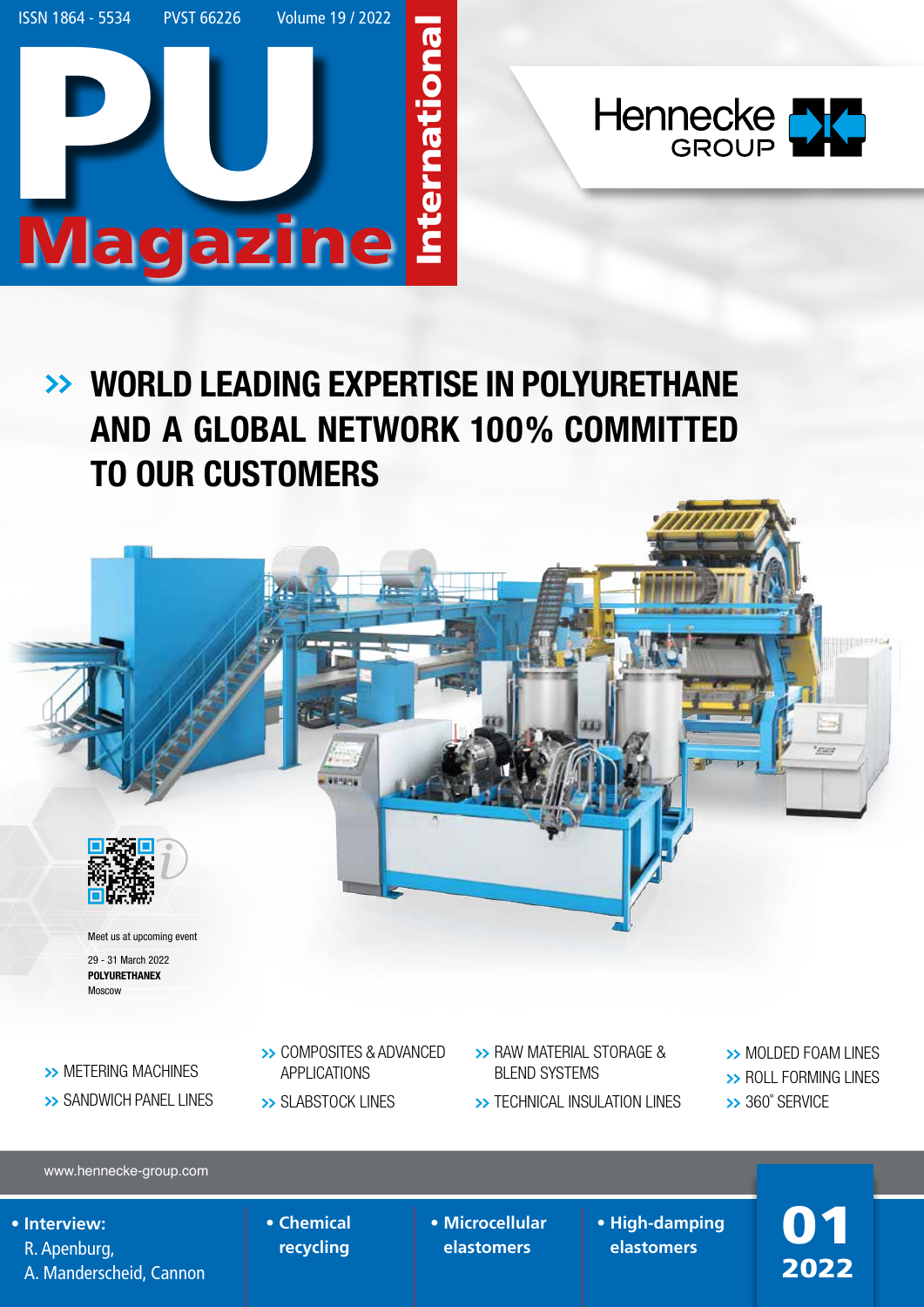ISSN 1864 - 5534 PVST 66226 Volume 19 / 2022

# PU Magazine International

Hennecke GROUP

## >> WORLD LEADING EXPERTISE IN POLYURETHANE AND A GLOBAL NETWORK 100% COMMITTED TO OUR CUSTOMERS

Meet us at upcoming event

29 - 31 March 2022
**POLYURETHANEX**
Moscow

- >> METERING MACHINES
- >> SANDWICH PANEL LINES
- >> COMPOSITES & ADVANCED APPLICATIONS
- >> SLABSTOCK LINES
- >> RAW MATERIAL STORAGE & BLEND SYSTEMS
- >> TECHNICAL INSULATION LINES
- >> MOLDED FOAM LINES
- >> ROLL FORMING LINES
- >> 360° SERVICE

www.hennecke-group.com

- **Interview:** R. Apenburg, A. Manderscheid, Cannon
- **Chemical recycling**
- **Microcellular elastomers**
- **High-damping elastomers**

**01 2022**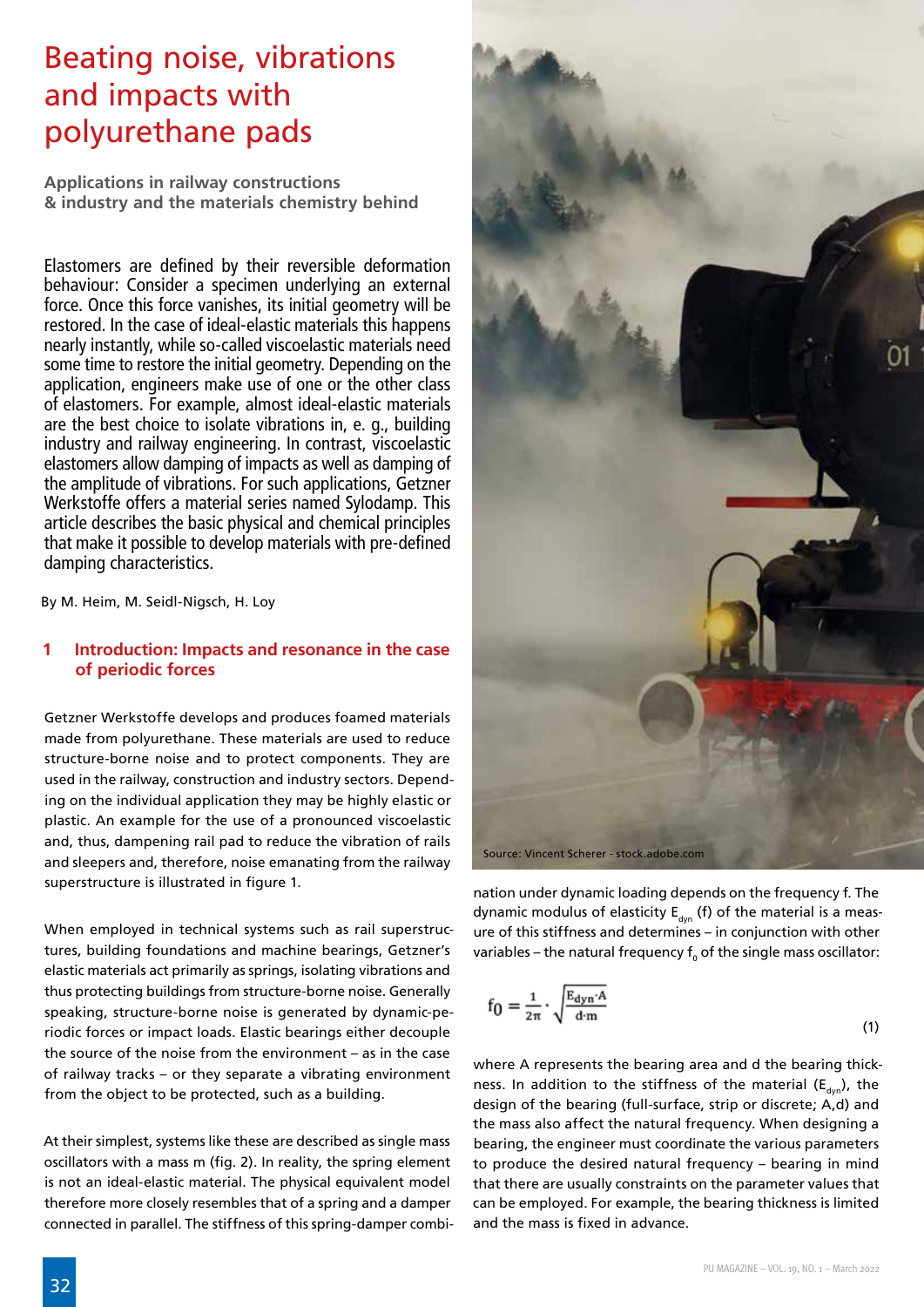# Beating noise, vibrations and impacts with polyurethane pads

**Applications in railway constructions & industry and the materials chemistry behind**

Elastomers are defined by their reversible deformation behaviour: Consider a specimen underlying an external force. Once this force vanishes, its initial geometry will be restored. In the case of ideal-elastic materials this happens nearly instantly, while so-called viscoelastic materials need some time to restore the initial geometry. Depending on the application, engineers make use of one or the other class of elastomers. For example, almost ideal-elastic materials are the best choice to isolate vibrations in, e. g., building industry and railway engineering. In contrast, viscoelastic elastomers allow damping of impacts as well as damping of the amplitude of vibrations. For such applications, Getzner Werkstoffe offers a material series named Sylodamp. This article describes the basic physical and chemical principles that make it possible to develop materials with pre-defined damping characteristics.

By M. Heim, M. Seidl-Nigsch, H. Loy

Source: Vincent Scherer - stock.adobe.com

## 1 Introduction: Impacts and resonance in the case of periodic forces

Getzner Werkstoffe develops and produces foamed materials made from polyurethane. These materials are used to reduce structure-borne noise and to protect components. They are used in the railway, construction and industry sectors. Depending on the individual application they may be highly elastic or plastic. An example for the use of a pronounced viscoelastic and, thus, dampening rail pad to reduce the vibration of rails and sleepers and, therefore, noise emanating from the railway superstructure is illustrated in figure 1.

When employed in technical systems such as rail superstructures, building foundations and machine bearings, Getzner's elastic materials act primarily as springs, isolating vibrations and thus protecting buildings from structure-borne noise. Generally speaking, structure-borne noise is generated by dynamic-periodic forces or impact loads. Elastic bearings either decouple the source of the noise from the environment – as in the case of railway tracks – or they separate a vibrating environment from the object to be protected, such as a building.

At their simplest, systems like these are described as single mass oscillators with a mass m (fig. 2). In reality, the spring element is not an ideal-elastic material. The physical equivalent model therefore more closely resembles that of a spring and a damper connected in parallel. The stiffness of this spring-damper combination under dynamic loading depends on the frequency f. The dynamic modulus of elasticity $E_{dyn}$ (f) of the material is a measure of this stiffness and determines – in conjunction with other variables – the natural frequency $f_0$ of the single mass oscillator:

$$f_0 = \frac{1}{2\pi} \cdot \sqrt{\frac{E_{dyn} \cdot A}{d \cdot m}} \quad (1)$$

where A represents the bearing area and d the bearing thickness. In addition to the stiffness of the material ($E_{dyn}$), the design of the bearing (full-surface, strip or discrete; A,d) and the mass also affect the natural frequency. When designing a bearing, the engineer must coordinate the various parameters to produce the desired natural frequency – bearing in mind that there are usually constraints on the parameter values that can be employed. For example, the bearing thickness is limited and the mass is fixed in advance.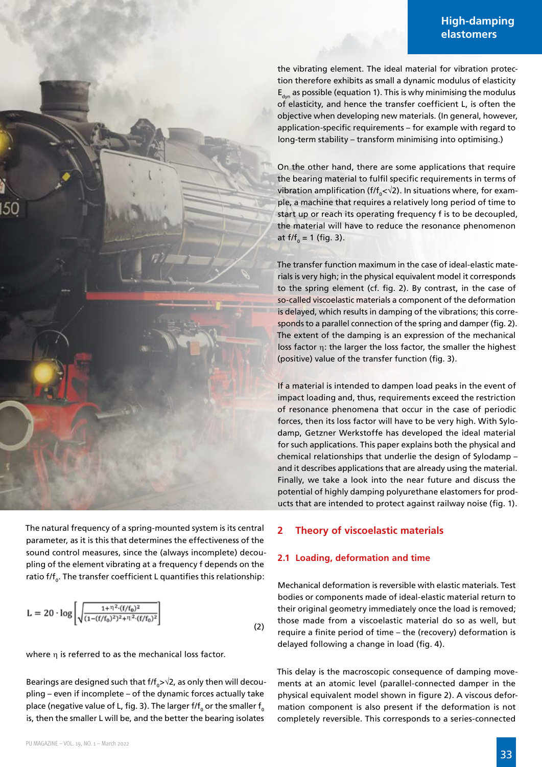The natural frequency of a spring-mounted system is its central parameter, as it is this that determines the effectiveness of the sound control measures, since the (always incomplete) decoupling of the element vibrating at a frequency f depends on the ratio $f/f_0$. The transfer coefficient L quantifies this relationship:

$$L = 20 \cdot \log\left[\sqrt{\frac{1+\eta^2\cdot(f/f_0)^2}{(1-(f/f_0)^2)^2+\eta^2\cdot(f/f_0)^2}}\right] \tag{2}$$

where $\eta$ is referred to as the mechanical loss factor.

Bearings are designed such that $f/f_0>\sqrt{2}$, as only then will decoupling – even if incomplete – of the dynamic forces actually take place (negative value of L, fig. 3). The larger $f/f_0$ or the smaller $f_0$ is, then the smaller L will be, and the better the bearing isolates the vibrating element. The ideal material for vibration protection therefore exhibits as small a dynamic modulus of elasticity $E_{dyn}$ as possible (equation 1). This is why minimising the modulus of elasticity, and hence the transfer coefficient L, is often the objective when developing new materials. (In general, however, application-specific requirements – for example with regard to long-term stability – transform minimising into optimising.)

On the other hand, there are some applications that require the bearing material to fulfil specific requirements in terms of vibration amplification ($f/f_0<\sqrt{2}$). In situations where, for example, a machine that requires a relatively long period of time to start up or reach its operating frequency f is to be decoupled, the material will have to reduce the resonance phenomenon at $f/f_0 = 1$ (fig. 3).

The transfer function maximum in the case of ideal-elastic materials is very high; in the physical equivalent model it corresponds to the spring element (cf. fig. 2). By contrast, in the case of so-called viscoelastic materials a component of the deformation is delayed, which results in damping of the vibrations; this corresponds to a parallel connection of the spring and damper (fig. 2). The extent of the damping is an expression of the mechanical loss factor $\eta$: the larger the loss factor, the smaller the highest (positive) value of the transfer function (fig. 3).

If a material is intended to dampen load peaks in the event of impact loading and, thus, requirements exceed the restriction of resonance phenomena that occur in the case of periodic forces, then its loss factor will have to be very high. With Sylodamp, Getzner Werkstoffe has developed the ideal material for such applications. This paper explains both the physical and chemical relationships that underlie the design of Sylodamp – and it describes applications that are already using the material. Finally, we take a look into the near future and discuss the potential of highly damping polyurethane elastomers for products that are intended to protect against railway noise (fig. 1).

## 2 Theory of viscoelastic materials

### 2.1 Loading, deformation and time

Mechanical deformation is reversible with elastic materials. Test bodies or components made of ideal-elastic material return to their original geometry immediately once the load is removed; those made from a viscoelastic material do so as well, but require a finite period of time – the (recovery) deformation is delayed following a change in load (fig. 4).

This delay is the macroscopic consequence of damping movements at an atomic level (parallel-connected damper in the physical equivalent model shown in figure 2). A viscous deformation component is also present if the deformation is not completely reversible. This corresponds to a series-connected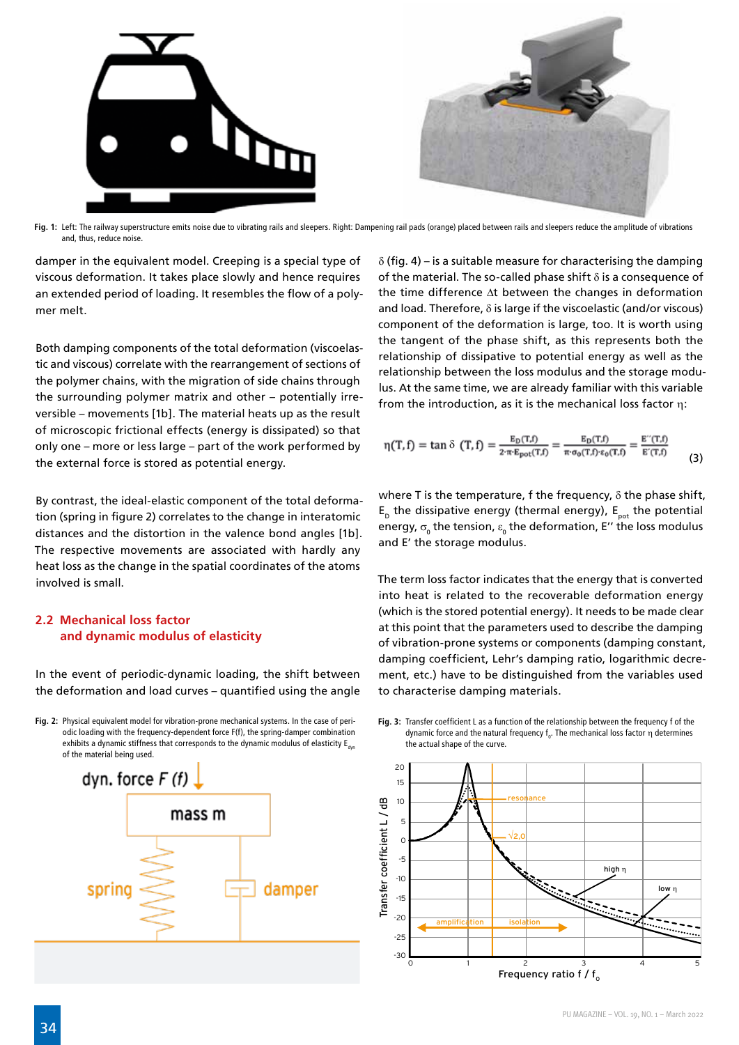Fig. 1: Left: The railway superstructure emits noise due to vibrating rails and sleepers. Right: Dampening rail pads (orange) placed between rails and sleepers reduce the amplitude of vibrations and, thus, reduce noise.

damper in the equivalent model. Creeping is a special type of viscous deformation. It takes place slowly and hence requires an extended period of loading. It resembles the flow of a polymer melt.

Both damping components of the total deformation (viscoelastic and viscous) correlate with the rearrangement of sections of the polymer chains, with the migration of side chains through the surrounding polymer matrix and other – potentially irreversible – movements [1b]. The material heats up as the result of microscopic frictional effects (energy is dissipated) so that only one – more or less large – part of the work performed by the external force is stored as potential energy.

By contrast, the ideal-elastic component of the total deformation (spring in figure 2) correlates to the change in interatomic distances and the distortion in the valence bond angles [1b]. The respective movements are associated with hardly any heat loss as the change in the spatial coordinates of the atoms involved is small.

## 2.2 Mechanical loss factor and dynamic modulus of elasticity

In the event of periodic-dynamic loading, the shift between the deformation and load curves – quantified using the angle $\delta$ (fig. 4) – is a suitable measure for characterising the damping of the material. The so-called phase shift $\delta$ is a consequence of the time difference $\Delta t$ between the changes in deformation and load. Therefore, $\delta$ is large if the viscoelastic (and/or viscous) component of the deformation is large, too. It is worth using the tangent of the phase shift, as this represents both the relationship of dissipative to potential energy as well as the relationship between the loss modulus and the storage modulus. At the same time, we are already familiar with this variable from the introduction, as it is the mechanical loss factor $\eta$:

$$\eta(T,f) = \tan\delta\ (T,f) = \frac{E_D(T,f)}{2\cdot\pi\cdot E_{pot}(T,f)} = \frac{E_D(T,f)}{\pi\cdot\sigma_0(T,f)\cdot\varepsilon_0(T,f)} = \frac{E''(T,f)}{E'(T,f)} \quad (3)$$

where T is the temperature, f the frequency, $\delta$ the phase shift, $E_D$ the dissipative energy (thermal energy), $E_{pot}$ the potential energy, $\sigma_0$ the tension, $\varepsilon_0$ the deformation, E'' the loss modulus and E' the storage modulus.

The term loss factor indicates that the energy that is converted into heat is related to the recoverable deformation energy (which is the stored potential energy). It needs to be made clear at this point that the parameters used to describe the damping of vibration-prone systems or components (damping constant, damping coefficient, Lehr's damping ratio, logarithmic decrement, etc.) have to be distinguished from the variables used to characterise damping materials.

Fig. 2: Physical equivalent model for vibration-prone mechanical systems. In the case of periodic loading with the frequency-dependent force F(f), the spring-damper combination exhibits a dynamic stiffness that corresponds to the dynamic modulus of elasticity $E_{dyn}$ of the material being used.

Fig. 3: Transfer coefficient L as a function of the relationship between the frequency f of the dynamic force and the natural frequency $f_0$. The mechanical loss factor $\eta$ determines the actual shape of the curve.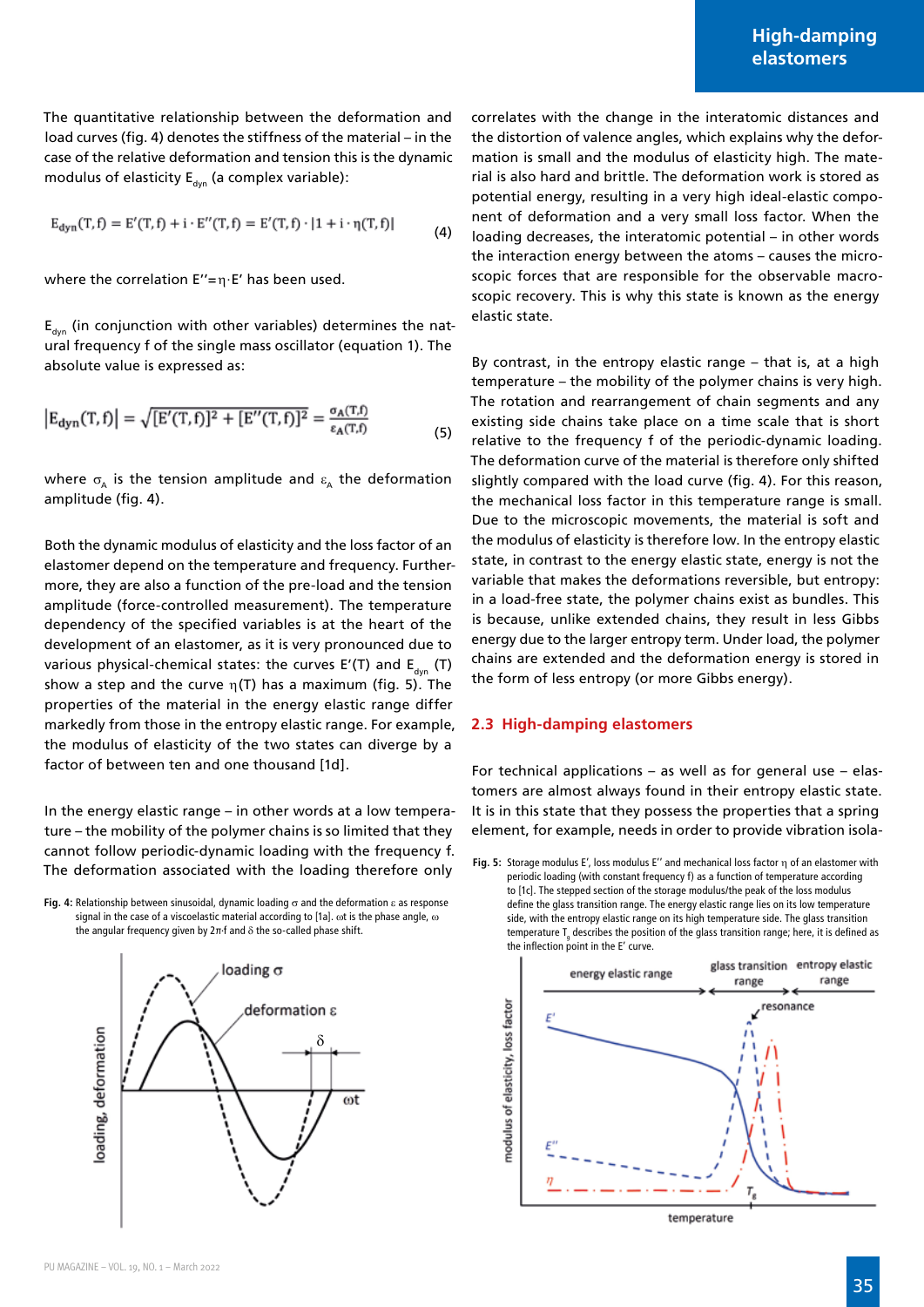The quantitative relationship between the deformation and load curves (fig. 4) denotes the stiffness of the material – in the case of the relative deformation and tension this is the dynamic modulus of elasticity $E_{dyn}$ (a complex variable):

$$E_{dyn}(T,f) = E'(T,f) + i \cdot E''(T,f) = E'(T,f) \cdot |1 + i \cdot \eta(T,f)| \tag{4}$$

where the correlation $E''=\eta \cdot E'$ has been used.

$E_{dyn}$ (in conjunction with other variables) determines the natural frequency f of the single mass oscillator (equation 1). The absolute value is expressed as:

$$|E_{dyn}(T,f)| = \sqrt{[E'(T,f)]^2 + [E''(T,f)]^2} = \frac{\sigma_A(T,f)}{\varepsilon_A(T,f)} \tag{5}$$

where $\sigma_A$ is the tension amplitude and $\varepsilon_A$ the deformation amplitude (fig. 4).

Both the dynamic modulus of elasticity and the loss factor of an elastomer depend on the temperature and frequency. Furthermore, they are also a function of the pre-load and the tension amplitude (force-controlled measurement). The temperature dependency of the specified variables is at the heart of the development of an elastomer, as it is very pronounced due to various physical-chemical states: the curves E'(T) and $E_{dyn}$ (T) show a step and the curve $\eta$(T) has a maximum (fig. 5). The properties of the material in the energy elastic range differ markedly from those in the entropy elastic range. For example, the modulus of elasticity of the two states can diverge by a factor of between ten and one thousand [1d].

In the energy elastic range – in other words at a low temperature – the mobility of the polymer chains is so limited that they cannot follow periodic-dynamic loading with the frequency f. The deformation associated with the loading therefore only correlates with the change in the interatomic distances and the distortion of valence angles, which explains why the deformation is small and the modulus of elasticity high. The material is also hard and brittle. The deformation work is stored as potential energy, resulting in a very high ideal-elastic component of deformation and a very small loss factor. When the loading decreases, the interatomic potential – in other words the interaction energy between the atoms – causes the microscopic forces that are responsible for the observable macroscopic recovery. This is why this state is known as the energy elastic state.

By contrast, in the entropy elastic range – that is, at a high temperature – the mobility of the polymer chains is very high. The rotation and rearrangement of chain segments and any existing side chains take place on a time scale that is short relative to the frequency f of the periodic-dynamic loading. The deformation curve of the material is therefore only shifted slightly compared with the load curve (fig. 4). For this reason, the mechanical loss factor in this temperature range is small. Due to the microscopic movements, the material is soft and the modulus of elasticity is therefore low. In the entropy elastic state, in contrast to the energy elastic state, energy is not the variable that makes the deformations reversible, but entropy: in a load-free state, the polymer chains exist as bundles. This is because, unlike extended chains, they result in less Gibbs energy due to the larger entropy term. Under load, the polymer chains are extended and the deformation energy is stored in the form of less entropy (or more Gibbs energy).

**Fig. 4:** Relationship between sinusoidal, dynamic loading $\sigma$ and the deformation $\varepsilon$ as response signal in the case of a viscoelastic material according to [1a]. $\omega$t is the phase angle, $\omega$ the angular frequency given by $2\pi \cdot f$ and $\delta$ the so-called phase shift.

## 2.3 High-damping elastomers

For technical applications – as well as for general use – elastomers are almost always found in their entropy elastic state. It is in this state that they possess the properties that a spring element, for example, needs in order to provide vibration isola-

**Fig. 5:** Storage modulus E', loss modulus E'' and mechanical loss factor $\eta$ of an elastomer with periodic loading (with constant frequency f) as a function of temperature according to [1c]. The stepped section of the storage modulus/the peak of the loss modulus define the glass transition range. The energy elastic range lies on its low temperature side, with the entropy elastic range on its high temperature side. The glass transition temperature $T_g$ describes the position of the glass transition range; here, it is defined as the inflection point in the E' curve.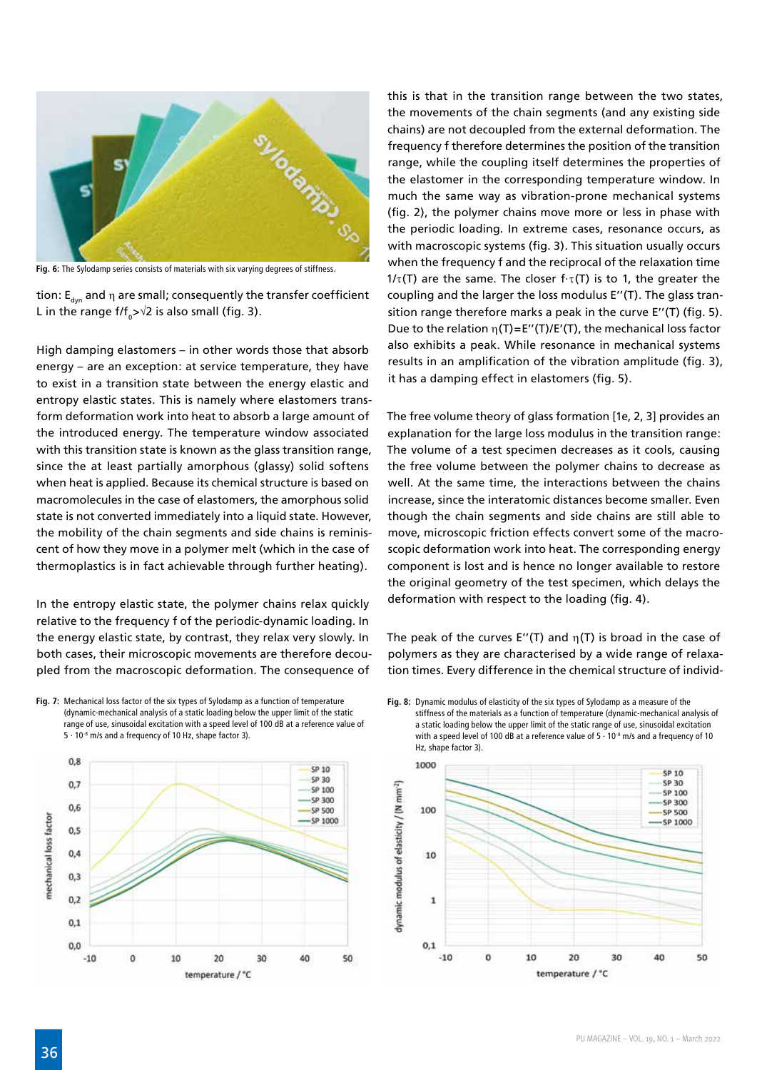Fig. 6: The Sylodamp series consists of materials with six varying degrees of stiffness.

tion: $E_{dyn}$ and $\eta$ are small; consequently the transfer coefficient L in the range $f/f_0>\sqrt{2}$ is also small (fig. 3).

High damping elastomers – in other words those that absorb energy – are an exception: at service temperature, they have to exist in a transition state between the energy elastic and entropy elastic states. This is namely where elastomers transform deformation work into heat to absorb a large amount of the introduced energy. The temperature window associated with this transition state is known as the glass transition range, since the at least partially amorphous (glassy) solid softens when heat is applied. Because its chemical structure is based on macromolecules in the case of elastomers, the amorphous solid state is not converted immediately into a liquid state. However, the mobility of the chain segments and side chains is reminiscent of how they move in a polymer melt (which in the case of thermoplastics is in fact achievable through further heating).

In the entropy elastic state, the polymer chains relax quickly relative to the frequency f of the periodic-dynamic loading. In the energy elastic state, by contrast, they relax very slowly. In both cases, their microscopic movements are therefore decoupled from the macroscopic deformation. The consequence of this is that in the transition range between the two states, the movements of the chain segments (and any existing side chains) are not decoupled from the external deformation. The frequency f therefore determines the position of the transition range, while the coupling itself determines the properties of the elastomer in the corresponding temperature window. In much the same way as vibration-prone mechanical systems (fig. 2), the polymer chains move more or less in phase with the periodic loading. In extreme cases, resonance occurs, as with macroscopic systems (fig. 3). This situation usually occurs when the frequency f and the reciprocal of the relaxation time $1/\tau(T)$ are the same. The closer $f\cdot\tau(T)$ is to 1, the greater the coupling and the larger the loss modulus $E''(T)$. The glass transition range therefore marks a peak in the curve $E''(T)$ (fig. 5). Due to the relation $\eta(T)=E''(T)/E'(T)$, the mechanical loss factor also exhibits a peak. While resonance in mechanical systems results in an amplification of the vibration amplitude (fig. 3), it has a damping effect in elastomers (fig. 5).

The free volume theory of glass formation [1e, 2, 3] provides an explanation for the large loss modulus in the transition range: The volume of a test specimen decreases as it cools, causing the free volume between the polymer chains to decrease as well. At the same time, the interactions between the chains increase, since the interatomic distances become smaller. Even though the chain segments and side chains are still able to move, microscopic friction effects convert some of the macroscopic deformation work into heat. The corresponding energy component is lost and is hence no longer available to restore the original geometry of the test specimen, which delays the deformation with respect to the loading (fig. 4).

The peak of the curves $E''(T)$ and $\eta(T)$ is broad in the case of polymers as they are characterised by a wide range of relaxation times. Every difference in the chemical structure of individ-

**Fig. 7:** Mechanical loss factor of the six types of Sylodamp as a function of temperature (dynamic-mechanical analysis of a static loading below the upper limit of the static range of use, sinusoidal excitation with a speed level of 100 dB at a reference value of $5 \cdot 10^{-8}$ m/s and a frequency of 10 Hz, shape factor 3).

**Fig. 8:** Dynamic modulus of elasticity of the six types of Sylodamp as a measure of the stiffness of the materials as a function of temperature (dynamic-mechanical analysis of a static loading below the upper limit of the static range of use, sinusoidal excitation with a speed level of 100 dB at a reference value of $5 \cdot 10^{-8}$ m/s and a frequency of 10 Hz, shape factor 3).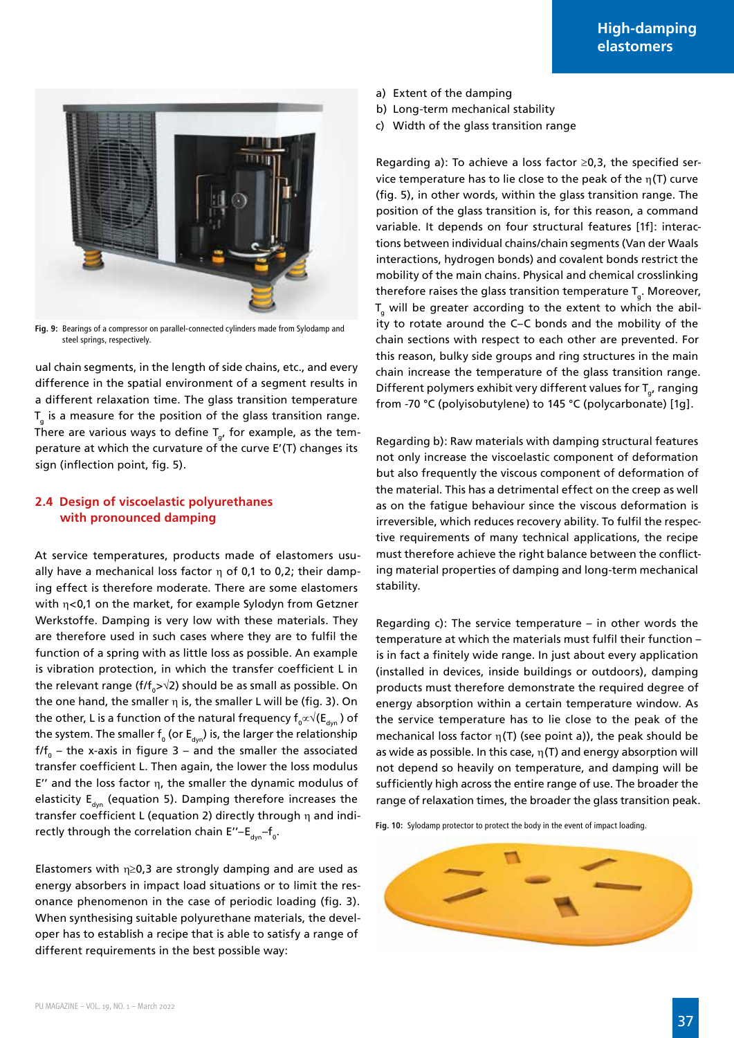Fig. 9: Bearings of a compressor on parallel-connected cylinders made from Sylodamp and steel springs, respectively.

ual chain segments, in the length of side chains, etc., and every difference in the spatial environment of a segment results in a different relaxation time. The glass transition temperature $T_g$ is a measure for the position of the glass transition range. There are various ways to define $T_g$, for example, as the temperature at which the curvature of the curve E'(T) changes its sign (inflection point, fig. 5).

## 2.4 Design of viscoelastic polyurethanes with pronounced damping

At service temperatures, products made of elastomers usually have a mechanical loss factor $\eta$ of 0,1 to 0,2; their damping effect is therefore moderate. There are some elastomers with $\eta<0{,}1$ on the market, for example Sylodyn from Getzner Werkstoffe. Damping is very low with these materials. They are therefore used in such cases where they are to fulfil the function of a spring with as little loss as possible. An example is vibration protection, in which the transfer coefficient L in the relevant range ($f/f_0>\sqrt{2}$) should be as small as possible. On the one hand, the smaller $\eta$ is, the smaller L will be (fig. 3). On the other, L is a function of the natural frequency $f_0 \propto \sqrt{(E_{dyn})}$ of the system. The smaller $f_0$ (or $E_{dyn}$) is, the larger the relationship $f/f_0$ – the x-axis in figure 3 – and the smaller the associated transfer coefficient L. Then again, the lower the loss modulus E'' and the loss factor $\eta$, the smaller the dynamic modulus of elasticity $E_{dyn}$ (equation 5). Damping therefore increases the transfer coefficient L (equation 2) directly through $\eta$ and indirectly through the correlation chain $E''–E_{dyn}–f_0$.

Elastomers with $\eta\geq0{,}3$ are strongly damping and are used as energy absorbers in impact load situations or to limit the resonance phenomenon in the case of periodic loading (fig. 3). When synthesising suitable polyurethane materials, the developer has to establish a recipe that is able to satisfy a range of different requirements in the best possible way:

a) Extent of the damping
b) Long-term mechanical stability
c) Width of the glass transition range

Regarding a): To achieve a loss factor $\geq0{,}3$, the specified service temperature has to lie close to the peak of the $\eta$(T) curve (fig. 5), in other words, within the glass transition range. The position of the glass transition is, for this reason, a command variable. It depends on four structural features [1f]: interactions between individual chains/chain segments (Van der Waals interactions, hydrogen bonds) and covalent bonds restrict the mobility of the main chains. Physical and chemical crosslinking therefore raises the glass transition temperature $T_g$. Moreover, $T_g$ will be greater according to the extent to which the ability to rotate around the C–C bonds and the mobility of the chain sections with respect to each other are prevented. For this reason, bulky side groups and ring structures in the main chain increase the temperature of the glass transition range. Different polymers exhibit very different values for $T_g$, ranging from -70 °C (polyisobutylene) to 145 °C (polycarbonate) [1g].

Regarding b): Raw materials with damping structural features not only increase the viscoelastic component of deformation but also frequently the viscous component of deformation of the material. This has a detrimental effect on the creep as well as on the fatigue behaviour since the viscous deformation is irreversible, which reduces recovery ability. To fulfil the respective requirements of many technical applications, the recipe must therefore achieve the right balance between the conflicting material properties of damping and long-term mechanical stability.

Regarding c): The service temperature – in other words the temperature at which the materials must fulfil their function – is in fact a finitely wide range. In just about every application (installed in devices, inside buildings or outdoors), damping products must therefore demonstrate the required degree of energy absorption within a certain temperature window. As the service temperature has to lie close to the peak of the mechanical loss factor $\eta$(T) (see point a)), the peak should be as wide as possible. In this case, $\eta$(T) and energy absorption will not depend so heavily on temperature, and damping will be sufficiently high across the entire range of use. The broader the range of relaxation times, the broader the glass transition peak.

Fig. 10: Sylodamp protector to protect the body in the event of impact loading.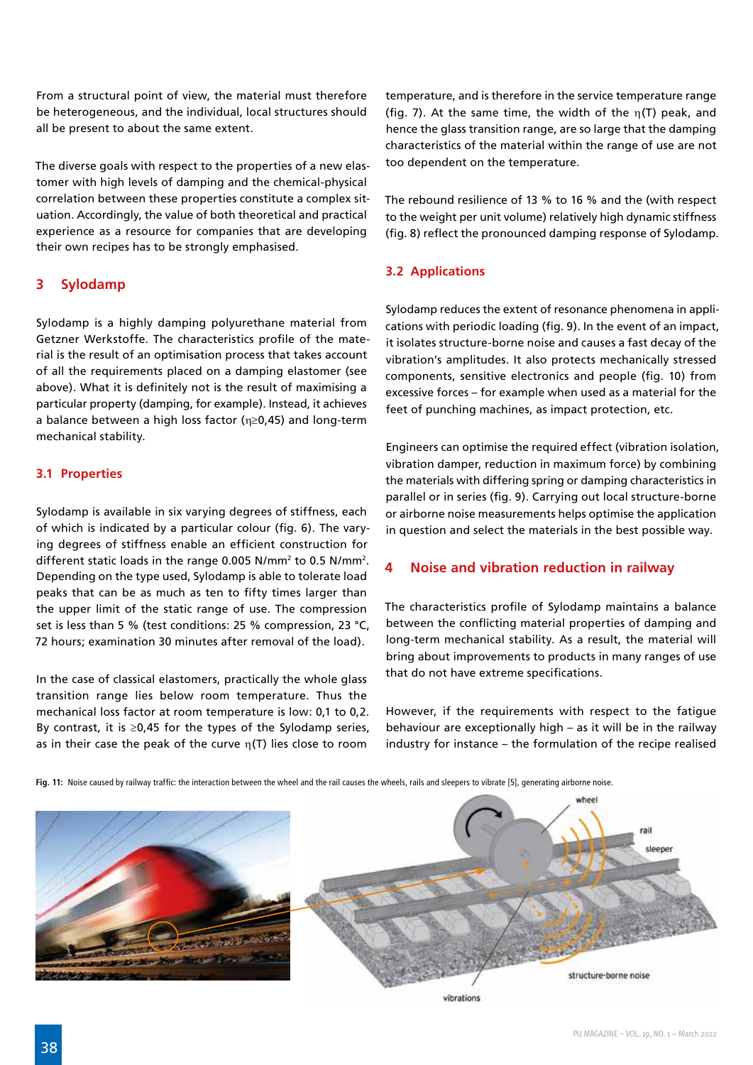From a structural point of view, the material must therefore be heterogeneous, and the individual, local structures should all be present to about the same extent.

The diverse goals with respect to the properties of a new elastomer with high levels of damping and the chemical-physical correlation between these properties constitute a complex situation. Accordingly, the value of both theoretical and practical experience as a resource for companies that are developing their own recipes has to be strongly emphasised.

## 3 Sylodamp

Sylodamp is a highly damping polyurethane material from Getzner Werkstoffe. The characteristics profile of the material is the result of an optimisation process that takes account of all the requirements placed on a damping elastomer (see above). What it is definitely not is the result of maximising a particular property (damping, for example). Instead, it achieves a balance between a high loss factor ($\eta \geq 0{,}45$) and long-term mechanical stability.

### 3.1 Properties

Sylodamp is available in six varying degrees of stiffness, each of which is indicated by a particular colour (fig. 6). The varying degrees of stiffness enable an efficient construction for different static loads in the range 0.005 $N/mm^2$ to 0.5 $N/mm^2$. Depending on the type used, Sylodamp is able to tolerate load peaks that can be as much as ten to fifty times larger than the upper limit of the static range of use. The compression set is less than 5 % (test conditions: 25 % compression, 23 °C, 72 hours; examination 30 minutes after removal of the load).

In the case of classical elastomers, practically the whole glass transition range lies below room temperature. Thus the mechanical loss factor at room temperature is low: 0,1 to 0,2. By contrast, it is $\geq 0{,}45$ for the types of the Sylodamp series, as in their case the peak of the curve $\eta(T)$ lies close to room temperature, and is therefore in the service temperature range (fig. 7). At the same time, the width of the $\eta(T)$ peak, and hence the glass transition range, are so large that the damping characteristics of the material within the range of use are not too dependent on the temperature.

The rebound resilience of 13 % to 16 % and the (with respect to the weight per unit volume) relatively high dynamic stiffness (fig. 8) reflect the pronounced damping response of Sylodamp.

### 3.2 Applications

Sylodamp reduces the extent of resonance phenomena in applications with periodic loading (fig. 9). In the event of an impact, it isolates structure-borne noise and causes a fast decay of the vibration's amplitudes. It also protects mechanically stressed components, sensitive electronics and people (fig. 10) from excessive forces – for example when used as a material for the feet of punching machines, as impact protection, etc.

Engineers can optimise the required effect (vibration isolation, vibration damper, reduction in maximum force) by combining the materials with differing spring or damping characteristics in parallel or in series (fig. 9). Carrying out local structure-borne or airborne noise measurements helps optimise the application in question and select the materials in the best possible way.

## 4 Noise and vibration reduction in railway

The characteristics profile of Sylodamp maintains a balance between the conflicting material properties of damping and long-term mechanical stability. As a result, the material will bring about improvements to products in many ranges of use that do not have extreme specifications.

However, if the requirements with respect to the fatigue behaviour are exceptionally high – as it will be in the railway industry for instance – the formulation of the recipe realised

**Fig. 11:** Noise caused by railway traffic: the interaction between the wheel and the rail causes the wheels, rails and sleepers to vibrate [5], generating airborne noise.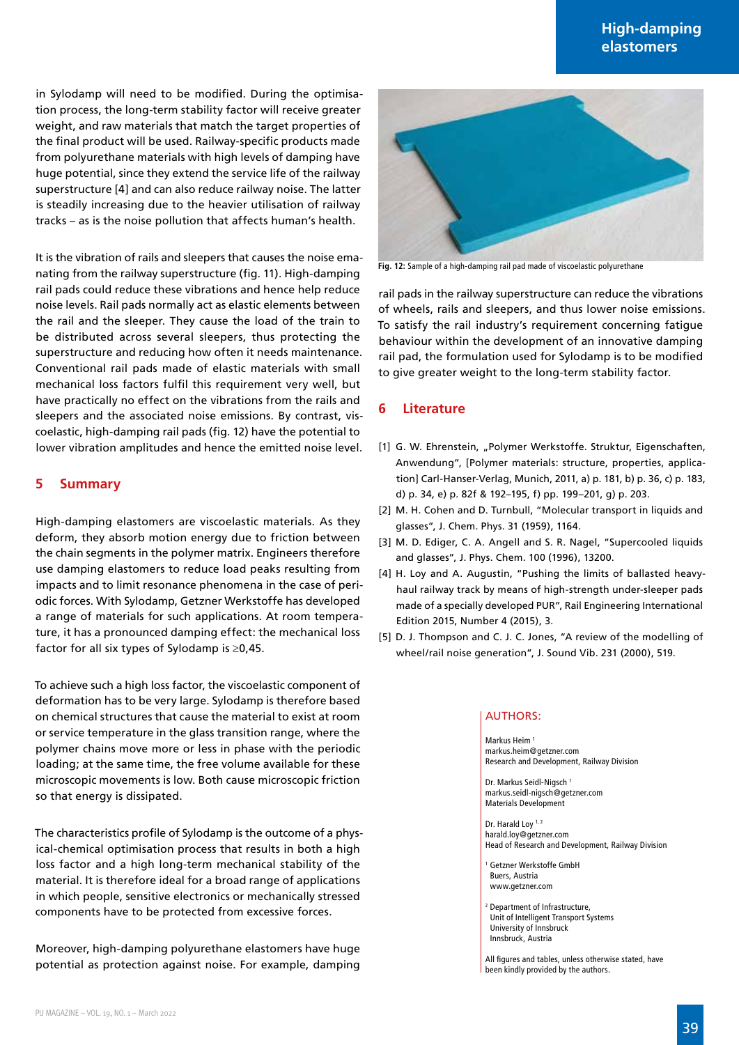in Sylodamp will need to be modified. During the optimisation process, the long-term stability factor will receive greater weight, and raw materials that match the target properties of the final product will be used. Railway-specific products made from polyurethane materials with high levels of damping have huge potential, since they extend the service life of the railway superstructure [4] and can also reduce railway noise. The latter is steadily increasing due to the heavier utilisation of railway tracks – as is the noise pollution that affects human's health.

It is the vibration of rails and sleepers that causes the noise emanating from the railway superstructure (fig. 11). High-damping rail pads could reduce these vibrations and hence help reduce noise levels. Rail pads normally act as elastic elements between the rail and the sleeper. They cause the load of the train to be distributed across several sleepers, thus protecting the superstructure and reducing how often it needs maintenance. Conventional rail pads made of elastic materials with small mechanical loss factors fulfil this requirement very well, but have practically no effect on the vibrations from the rails and sleepers and the associated noise emissions. By contrast, viscoelastic, high-damping rail pads (fig. 12) have the potential to lower vibration amplitudes and hence the emitted noise level.

## 5 Summary

High-damping elastomers are viscoelastic materials. As they deform, they absorb motion energy due to friction between the chain segments in the polymer matrix. Engineers therefore use damping elastomers to reduce load peaks resulting from impacts and to limit resonance phenomena in the case of periodic forces. With Sylodamp, Getzner Werkstoffe has developed a range of materials for such applications. At room temperature, it has a pronounced damping effect: the mechanical loss factor for all six types of Sylodamp is ≥0,45.

To achieve such a high loss factor, the viscoelastic component of deformation has to be very large. Sylodamp is therefore based on chemical structures that cause the material to exist at room or service temperature in the glass transition range, where the polymer chains move more or less in phase with the periodic loading; at the same time, the free volume available for these microscopic movements is low. Both cause microscopic friction so that energy is dissipated.

The characteristics profile of Sylodamp is the outcome of a physical-chemical optimisation process that results in both a high loss factor and a high long-term mechanical stability of the material. It is therefore ideal for a broad range of applications in which people, sensitive electronics or mechanically stressed components have to be protected from excessive forces.

Moreover, high-damping polyurethane elastomers have huge potential as protection against noise. For example, damping rail pads in the railway superstructure can reduce the vibrations of wheels, rails and sleepers, and thus lower noise emissions. To satisfy the rail industry's requirement concerning fatigue behaviour within the development of an innovative damping rail pad, the formulation used for Sylodamp is to be modified to give greater weight to the long-term stability factor.

**Fig. 12:** Sample of a high-damping rail pad made of viscoelastic polyurethane

## 6 Literature

[1] G. W. Ehrenstein, „Polymer Werkstoffe. Struktur, Eigenschaften, Anwendung", [Polymer materials: structure, properties, application] Carl-Hanser-Verlag, Munich, 2011, a) p. 181, b) p. 36, c) p. 183, d) p. 34, e) p. 82f & 192–195, f) pp. 199–201, g) p. 203.

[2] M. H. Cohen and D. Turnbull, "Molecular transport in liquids and glasses", J. Chem. Phys. 31 (1959), 1164.

[3] M. D. Ediger, C. A. Angell and S. R. Nagel, "Supercooled liquids and glasses", J. Phys. Chem. 100 (1996), 13200.

[4] H. Loy and A. Augustin, "Pushing the limits of ballasted heavy-haul railway track by means of high-strength under-sleeper pads made of a specially developed PUR", Rail Engineering International Edition 2015, Number 4 (2015), 3.

[5] D. J. Thompson and C. J. C. Jones, "A review of the modelling of wheel/rail noise generation", J. Sound Vib. 231 (2000), 519.

AUTHORS:

Markus Heim [1]
markus.heim@getzner.com
Research and Development, Railway Division

Dr. Markus Seidl-Nigsch [1]
markus.seidl-nigsch@getzner.com
Materials Development

Dr. Harald Loy [1, 2]
harald.loy@getzner.com
Head of Research and Development, Railway Division

[1] Getzner Werkstoffe GmbH
Buers, Austria
www.getzner.com

[2] Department of Infrastructure,
Unit of Intelligent Transport Systems
University of Innsbruck
Innsbruck, Austria

All figures and tables, unless otherwise stated, have been kindly provided by the authors.